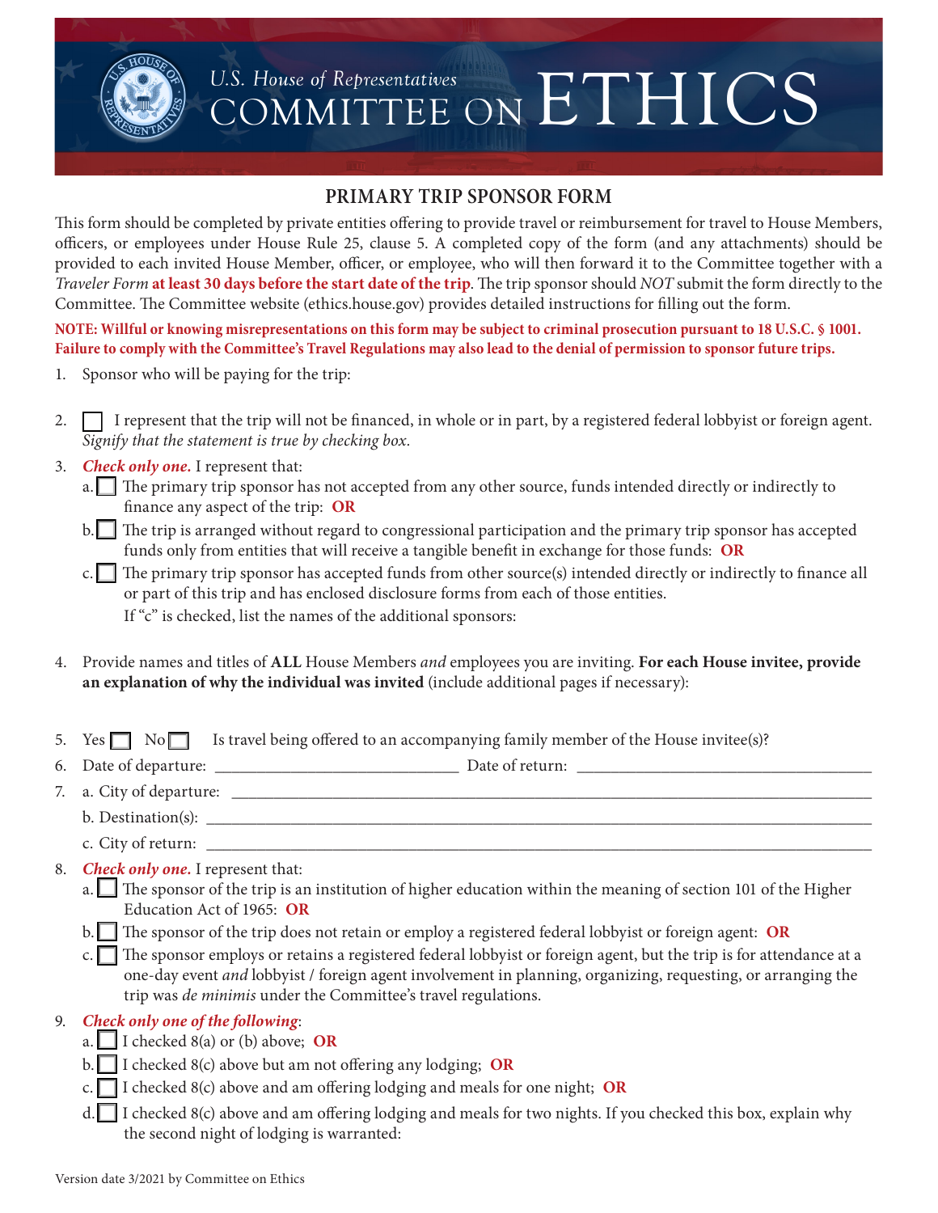# U.S. House of Representatives COMMITTEE ON ETHICS

## PRIMARY TRIP SPONSOR FORM

This form should be completed by private entities offering to provide travel or reimbursement for travel to House Members, officers, or employees under House Rule 25, clause 5. A completed copy of the form (and any attachments) should be provided to each invited House Member, officer, or employee, who will then forward it to the Committee together with a *Traveler Form* **at least 30 days before the start date of the trip**. The trip sponsor should *NOT* submit the form directly to the Committee. The Committee website (ethics.house.gov) provides detailed instructions for filling out the form.

**NOTE: Willful or knowing misrepresentations on this form may be subject to criminal prosecution pursuant to 18 U.S.C. § 1001. Failure to comply with the Committee's Travel Regulations may also lead to the denial of permission to sponsor future trips.**

1. Sponsor who will be paying for the trip:

2. ☐ I represent that the trip will not be financed, in whole or in part, by a registered federal lobbyist or foreign agent. *Signify that the statement is true by checking box.*

3. ***Check only one.*** I represent that:
   a. ☐ The primary trip sponsor has not accepted from any other source, funds intended directly or indirectly to finance any aspect of the trip: **OR**
   b. ☐ The trip is arranged without regard to congressional participation and the primary trip sponsor has accepted funds only from entities that will receive a tangible benefit in exchange for those funds: **OR**
   c. ☐ The primary trip sponsor has accepted funds from other source(s) intended directly or indirectly to finance all or part of this trip and has enclosed disclosure forms from each of those entities.
   If "c" is checked, list the names of the additional sponsors:

4. Provide names and titles of **ALL** House Members *and* employees you are inviting. **For each House invitee, provide an explanation of why the individual was invited** (include additional pages if necessary):

5. Yes ☐ No ☐ Is travel being offered to an accompanying family member of the House invitee(s)?

6. Date of departure: ______________________________ Date of return: ____________________________________

7. a. City of departure: ______________________________________________________________________________
   b. Destination(s): ________________________________________________________________________________
   c. City of return: ________________________________________________________________________________

8. ***Check only one.*** I represent that:
   a. ☐ The sponsor of the trip is an institution of higher education within the meaning of section 101 of the Higher Education Act of 1965: **OR**
   b. ☐ The sponsor of the trip does not retain or employ a registered federal lobbyist or foreign agent: **OR**
   c. ☐ The sponsor employs or retains a registered federal lobbyist or foreign agent, but the trip is for attendance at a one-day event *and* lobbyist / foreign agent involvement in planning, organizing, requesting, or arranging the trip was *de minimis* under the Committee's travel regulations.

9. ***Check only one of the following***:
   a. ☐ I checked 8(a) or (b) above; **OR**
   b. ☐ I checked 8(c) above but am not offering any lodging; **OR**
   c. ☐ I checked 8(c) above and am offering lodging and meals for one night; **OR**
   d. ☐ I checked 8(c) above and am offering lodging and meals for two nights. If you checked this box, explain why the second night of lodging is warranted:

Version date 3/2021 by Committee on Ethics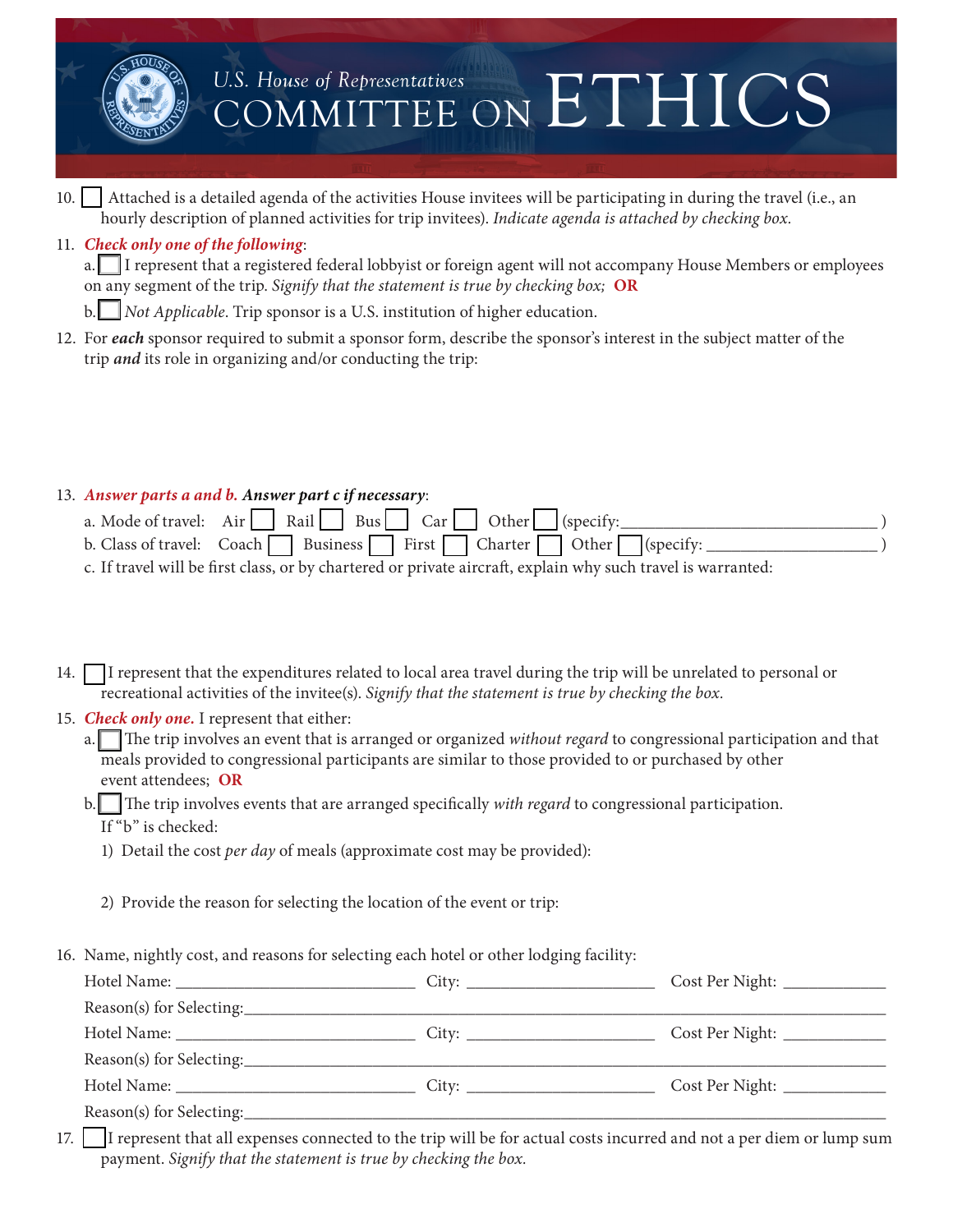# U.S. House of Representatives COMMITTEE ON ETHICS

10. ☐ Attached is a detailed agenda of the activities House invitees will be participating in during the travel (i.e., an hourly description of planned activities for trip invitees). *Indicate agenda is attached by checking box.*

11. ***Check only one of the following***:

    a. ☐ I represent that a registered federal lobbyist or foreign agent will not accompany House Members or employees on any segment of the trip. *Signify that the statement is true by checking box;* **OR**

    b. ☐ *Not Applicable*. Trip sponsor is a U.S. institution of higher education.

12. For ***each*** sponsor required to submit a sponsor form, describe the sponsor's interest in the subject matter of the trip ***and*** its role in organizing and/or conducting the trip:

13. ***Answer parts a and b. Answer part c if necessary***:

    a. Mode of travel: Air ☐ Rail ☐ Bus ☐ Car ☐ Other ☐ (specify:_______________________________ )

    b. Class of travel: Coach ☐ Business ☐ First ☐ Charter ☐ Other ☐ (specify: _____________________ )

    c. If travel will be first class, or by chartered or private aircraft, explain why such travel is warranted:

14. ☐ I represent that the expenditures related to local area travel during the trip will be unrelated to personal or recreational activities of the invitee(s). *Signify that the statement is true by checking the box.*

15. ***Check only one.*** I represent that either:

    a. ☐ The trip involves an event that is arranged or organized *without regard* to congressional participation and that meals provided to congressional participants are similar to those provided to or purchased by other event attendees; **OR**

    b. ☐ The trip involves events that are arranged specifically *with regard* to congressional participation.

    If "b" is checked:

    1) Detail the cost *per day* of meals (approximate cost may be provided):

    2) Provide the reason for selecting the location of the event or trip:

16. Name, nightly cost, and reasons for selecting each hotel or other lodging facility:

    Hotel Name: _____________________________ City: _______________________ Cost Per Night: _____________

    Reason(s) for Selecting:_______________________________________________________________________________

    Hotel Name: _____________________________ City: _______________________ Cost Per Night: _____________

    Reason(s) for Selecting:_______________________________________________________________________________

    Hotel Name: _____________________________ City: _______________________ Cost Per Night: _____________

    Reason(s) for Selecting:_______________________________________________________________________________

17. ☐ I represent that all expenses connected to the trip will be for actual costs incurred and not a per diem or lump sum payment. *Signify that the statement is true by checking the box.*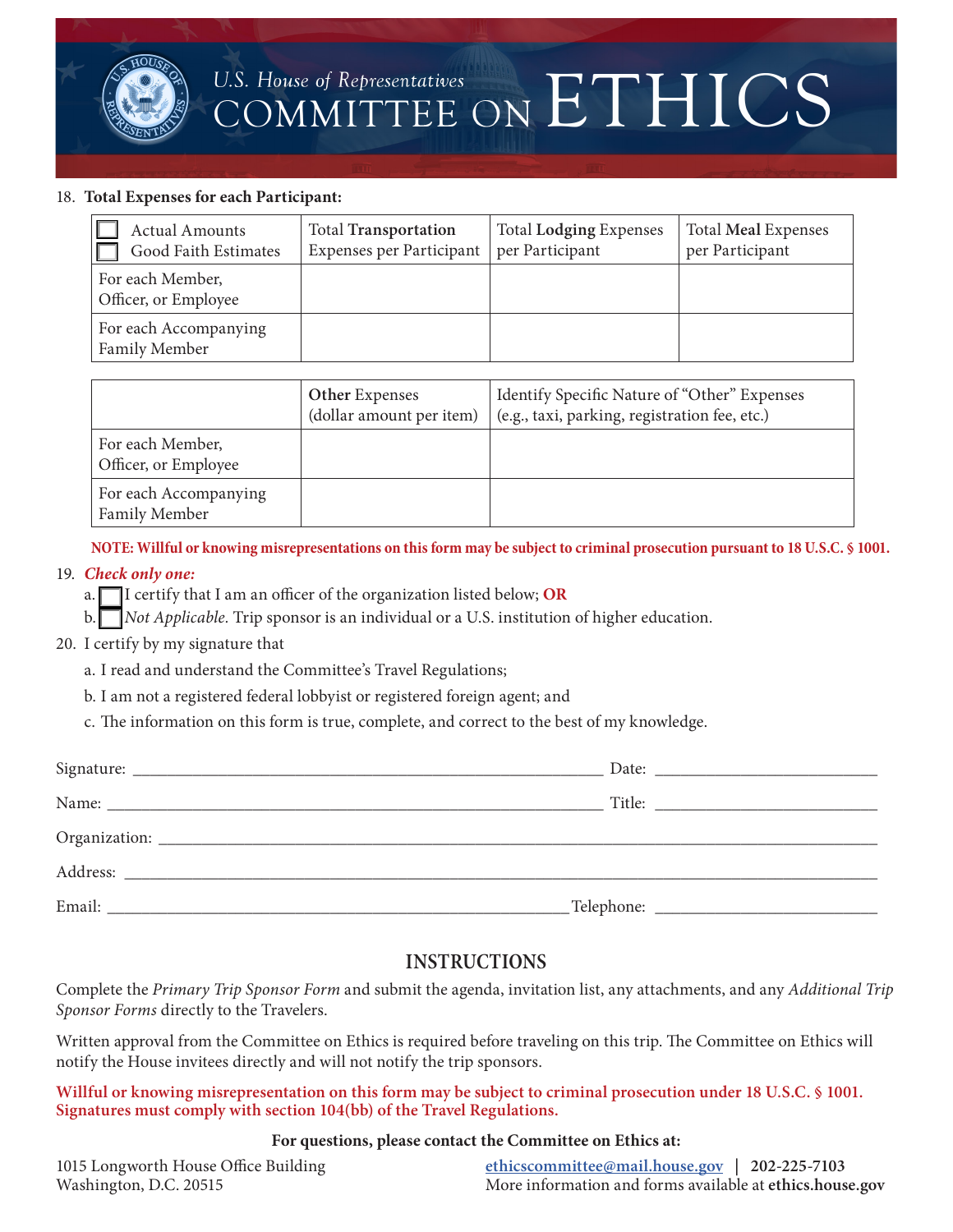18. **Total Expenses for each Participant:**

| ☐ Actual Amounts<br>☐ Good Faith Estimates | Total **Transportation** Expenses per Participant | Total **Lodging** Expenses per Participant | Total **Meal** Expenses per Participant |
|---|---|---|---|
| For each Member, Officer, or Employee | | | |
| For each Accompanying Family Member | | | |

| | **Other** Expenses (dollar amount per item) | Identify Specific Nature of "Other" Expenses (e.g., taxi, parking, registration fee, etc.) |
|---|---|---|
| For each Member, Officer, or Employee | | |
| For each Accompanying Family Member | | |

**NOTE: Willful or knowing misrepresentations on this form may be subject to criminal prosecution pursuant to 18 U.S.C. § 1001.**

19. ***Check only one:***
   a. ☐ I certify that I am an officer of the organization listed below; **OR**
   b. ☐ *Not Applicable.* Trip sponsor is an individual or a U.S. institution of higher education.

20. I certify by my signature that
   a. I read and understand the Committee's Travel Regulations;
   b. I am not a registered federal lobbyist or registered foreign agent; and
   c. The information on this form is true, complete, and correct to the best of my knowledge.

Signature: ______________________________ Date: ______________

Name: ______________________________ Title: ______________

Organization: ____________________________________________

Address: ____________________________________________

Email: ______________________________ Telephone: ______________

## INSTRUCTIONS

Complete the *Primary Trip Sponsor Form* and submit the agenda, invitation list, any attachments, and any *Additional Trip Sponsor Forms* directly to the Travelers.

Written approval from the Committee on Ethics is required before traveling on this trip. The Committee on Ethics will notify the House invitees directly and will not notify the trip sponsors.

**Willful or knowing misrepresentation on this form may be subject to criminal prosecution under 18 U.S.C. § 1001. Signatures must comply with section 104(bb) of the Travel Regulations.**

**For questions, please contact the Committee on Ethics at:**

1015 Longworth House Office Building
Washington, D.C. 20515

ethicscommittee@mail.house.gov | **202-225-7103**
More information and forms available at **ethics.house.gov**